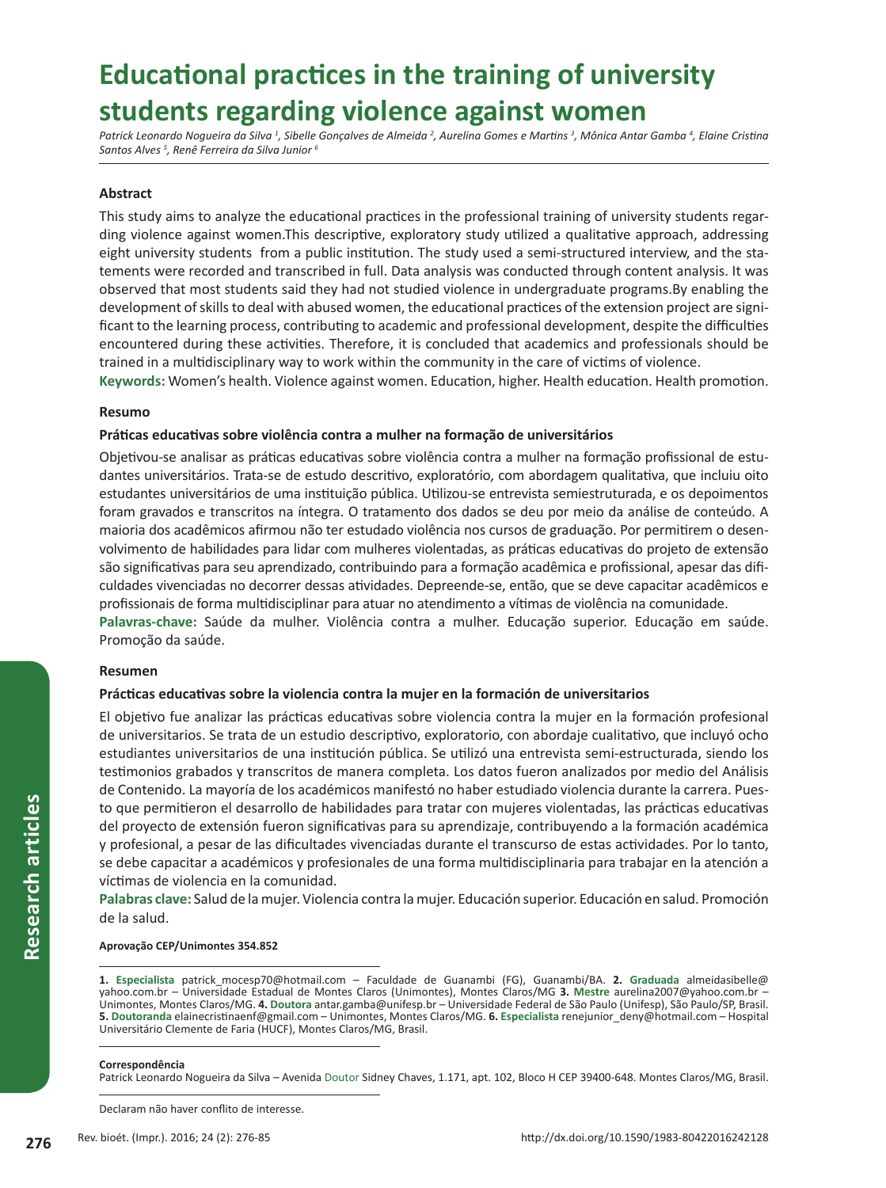# Educational practices in the training of university students regarding violence against women

*Patrick Leonardo Nogueira da Silva [1], Sibelle Gonçalves de Almeida [2], Aurelina Gomes e Martins [3], Mônica Antar Gamba [4], Elaine Cristina Santos Alves [5], Renê Ferreira da Silva Junior [6]*

### Abstract

This study aims to analyze the educational practices in the professional training of university students regarding violence against women.This descriptive, exploratory study utilized a qualitative approach, addressing eight university students from a public institution. The study used a semi-structured interview, and the statements were recorded and transcribed in full. Data analysis was conducted through content analysis. It was observed that most students said they had not studied violence in undergraduate programs.By enabling the development of skills to deal with abused women, the educational practices of the extension project are significant to the learning process, contributing to academic and professional development, despite the difficulties encountered during these activities. Therefore, it is concluded that academics and professionals should be trained in a multidisciplinary way to work within the community in the care of victims of violence.

**Keywords:** Women's health. Violence against women. Education, higher. Health education. Health promotion.

### Resumo

**Práticas educativas sobre violência contra a mulher na formação de universitários**

Objetivou-se analisar as práticas educativas sobre violência contra a mulher na formação profissional de estudantes universitários. Trata-se de estudo descritivo, exploratório, com abordagem qualitativa, que incluiu oito estudantes universitários de uma instituição pública. Utilizou-se entrevista semiestruturada, e os depoimentos foram gravados e transcritos na íntegra. O tratamento dos dados se deu por meio da análise de conteúdo. A maioria dos acadêmicos afirmou não ter estudado violência nos cursos de graduação. Por permitirem o desenvolvimento de habilidades para lidar com mulheres violentadas, as práticas educativas do projeto de extensão são significativas para seu aprendizado, contribuindo para a formação acadêmica e profissional, apesar das dificuldades vivenciadas no decorrer dessas atividades. Depreende-se, então, que se deve capacitar acadêmicos e profissionais de forma multidisciplinar para atuar no atendimento a vítimas de violência na comunidade.

**Palavras-chave:** Saúde da mulher. Violência contra a mulher. Educação superior. Educação em saúde. Promoção da saúde.

### Resumen

**Prácticas educativas sobre la violencia contra la mujer en la formación de universitarios**

El objetivo fue analizar las prácticas educativas sobre violencia contra la mujer en la formación profesional de universitarios. Se trata de un estudio descriptivo, exploratorio, con abordaje cualitativo, que incluyó ocho estudiantes universitarios de una institución pública. Se utilizó una entrevista semi-estructurada, siendo los testimonios grabados y transcritos de manera completa. Los datos fueron analizados por medio del Análisis de Contenido. La mayoría de los académicos manifestó no haber estudiado violencia durante la carrera. Puesto que permitieron el desarrollo de habilidades para tratar con mujeres violentadas, las prácticas educativas del proyecto de extensión fueron significativas para su aprendizaje, contribuyendo a la formación académica y profesional, a pesar de las dificultades vivenciadas durante el transcurso de estas actividades. Por lo tanto, se debe capacitar a académicos y profesionales de una forma multidisciplinaria para trabajar en la atención a víctimas de violencia en la comunidad.

**Palabras clave:** Salud de la mujer. Violencia contra la mujer. Educación superior. Educación en salud. Promoción de la salud.

**Aprovação CEP/Unimontes 354.852**

---

**1. Especialista** patrick_mocesp70@hotmail.com – Faculdade de Guanambi (FG), Guanambi/BA. **2. Graduada** almeidasibelle@yahoo.com.br – Universidade Estadual de Montes Claros (Unimontes), Montes Claros/MG **3. Mestre** aurelina2007@yahoo.com.br – Unimontes, Montes Claros/MG. **4. Doutora** antar.gamba@unifesp.br – Universidade Federal de São Paulo (Unifesp), São Paulo/SP, Brasil. **5. Doutoranda** elainecristinaenf@gmail.com – Unimontes, Montes Claros/MG. **6. Especialista** renejunior_deny@hotmail.com – Hospital Universitário Clemente de Faria (HUCF), Montes Claros/MG, Brasil.

**Correspondência**

Patrick Leonardo Nogueira da Silva – Avenida Doutor Sidney Chaves, 1.171, apt. 102, Bloco H CEP 39400-648. Montes Claros/MG, Brasil.

Declaram não haver conflito de interesse.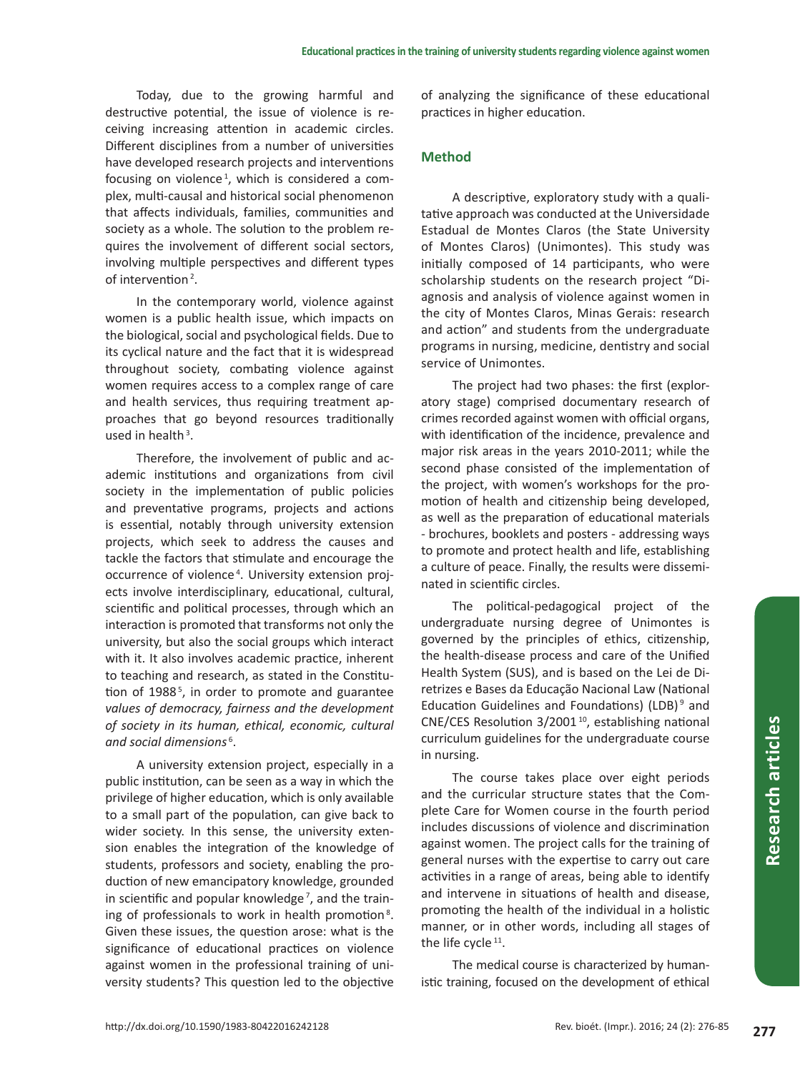Today, due to the growing harmful and destructive potential, the issue of violence is receiving increasing attention in academic circles. Different disciplines from a number of universities have developed research projects and interventions focusing on violence [1], which is considered a complex, multi-causal and historical social phenomenon that affects individuals, families, communities and society as a whole. The solution to the problem requires the involvement of different social sectors, involving multiple perspectives and different types of intervention [2].

In the contemporary world, violence against women is a public health issue, which impacts on the biological, social and psychological fields. Due to its cyclical nature and the fact that it is widespread throughout society, combating violence against women requires access to a complex range of care and health services, thus requiring treatment approaches that go beyond resources traditionally used in health [3].

Therefore, the involvement of public and academic institutions and organizations from civil society in the implementation of public policies and preventative programs, projects and actions is essential, notably through university extension projects, which seek to address the causes and tackle the factors that stimulate and encourage the occurrence of violence [4]. University extension projects involve interdisciplinary, educational, cultural, scientific and political processes, through which an interaction is promoted that transforms not only the university, but also the social groups which interact with it. It also involves academic practice, inherent to teaching and research, as stated in the Constitution of 1988 [5], in order to promote and guarantee *values of democracy, fairness and the development of society in its human, ethical, economic, cultural and social dimensions* [6].

A university extension project, especially in a public institution, can be seen as a way in which the privilege of higher education, which is only available to a small part of the population, can give back to wider society. In this sense, the university extension enables the integration of the knowledge of students, professors and society, enabling the production of new emancipatory knowledge, grounded in scientific and popular knowledge [7], and the training of professionals to work in health promotion [8]. Given these issues, the question arose: what is the significance of educational practices on violence against women in the professional training of university students? This question led to the objective of analyzing the significance of these educational practices in higher education.

## Method

A descriptive, exploratory study with a qualitative approach was conducted at the Universidade Estadual de Montes Claros (the State University of Montes Claros) (Unimontes). This study was initially composed of 14 participants, who were scholarship students on the research project "Diagnosis and analysis of violence against women in the city of Montes Claros, Minas Gerais: research and action" and students from the undergraduate programs in nursing, medicine, dentistry and social service of Unimontes.

The project had two phases: the first (exploratory stage) comprised documentary research of crimes recorded against women with official organs, with identification of the incidence, prevalence and major risk areas in the years 2010-2011; while the second phase consisted of the implementation of the project, with women's workshops for the promotion of health and citizenship being developed, as well as the preparation of educational materials - brochures, booklets and posters - addressing ways to promote and protect health and life, establishing a culture of peace. Finally, the results were disseminated in scientific circles.

The political-pedagogical project of the undergraduate nursing degree of Unimontes is governed by the principles of ethics, citizenship, the health-disease process and care of the Unified Health System (SUS), and is based on the Lei de Diretrizes e Bases da Educação Nacional Law (National Education Guidelines and Foundations) (LDB) [9] and CNE/CES Resolution 3/2001 [10], establishing national curriculum guidelines for the undergraduate course in nursing.

The course takes place over eight periods and the curricular structure states that the Complete Care for Women course in the fourth period includes discussions of violence and discrimination against women. The project calls for the training of general nurses with the expertise to carry out care activities in a range of areas, being able to identify and intervene in situations of health and disease, promoting the health of the individual in a holistic manner, or in other words, including all stages of the life cycle [11].

The medical course is characterized by humanistic training, focused on the development of ethical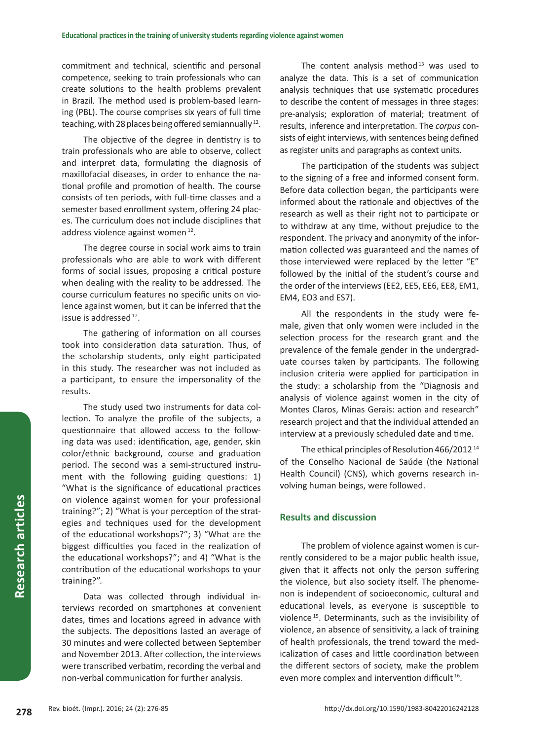commitment and technical, scientific and personal competence, seeking to train professionals who can create solutions to the health problems prevalent in Brazil. The method used is problem-based learning (PBL). The course comprises six years of full time teaching, with 28 places being offered semiannually [12].

The objective of the degree in dentistry is to train professionals who are able to observe, collect and interpret data, formulating the diagnosis of maxillofacial diseases, in order to enhance the national profile and promotion of health. The course consists of ten periods, with full-time classes and a semester based enrollment system, offering 24 places. The curriculum does not include disciplines that address violence against women [12].

The degree course in social work aims to train professionals who are able to work with different forms of social issues, proposing a critical posture when dealing with the reality to be addressed. The course curriculum features no specific units on violence against women, but it can be inferred that the issue is addressed [12].

The gathering of information on all courses took into consideration data saturation. Thus, of the scholarship students, only eight participated in this study. The researcher was not included as a participant, to ensure the impersonality of the results.

The study used two instruments for data collection. To analyze the profile of the subjects, a questionnaire that allowed access to the following data was used: identification, age, gender, skin color/ethnic background, course and graduation period. The second was a semi-structured instrument with the following guiding questions: 1) "What is the significance of educational practices on violence against women for your professional training?"; 2) "What is your perception of the strategies and techniques used for the development of the educational workshops?"; 3) "What are the biggest difficulties you faced in the realization of the educational workshops?"; and 4) "What is the contribution of the educational workshops to your training?".

Data was collected through individual interviews recorded on smartphones at convenient dates, times and locations agreed in advance with the subjects. The depositions lasted an average of 30 minutes and were collected between September and November 2013. After collection, the interviews were transcribed verbatim, recording the verbal and non-verbal communication for further analysis.

The content analysis method [13] was used to analyze the data. This is a set of communication analysis techniques that use systematic procedures to describe the content of messages in three stages: pre-analysis; exploration of material; treatment of results, inference and interpretation. The *corpus* consists of eight interviews, with sentences being defined as register units and paragraphs as context units.

The participation of the students was subject to the signing of a free and informed consent form. Before data collection began, the participants were informed about the rationale and objectives of the research as well as their right not to participate or to withdraw at any time, without prejudice to the respondent. The privacy and anonymity of the information collected was guaranteed and the names of those interviewed were replaced by the letter "E" followed by the initial of the student's course and the order of the interviews (EE2, EE5, EE6, EE8, EM1, EM4, EO3 and ES7).

All the respondents in the study were female, given that only women were included in the selection process for the research grant and the prevalence of the female gender in the undergraduate courses taken by participants. The following inclusion criteria were applied for participation in the study: a scholarship from the "Diagnosis and analysis of violence against women in the city of Montes Claros, Minas Gerais: action and research" research project and that the individual attended an interview at a previously scheduled date and time.

The ethical principles of Resolution 466/2012 [14] of the Conselho Nacional de Saúde (the National Health Council) (CNS), which governs research involving human beings, were followed.

## Results and discussion

The problem of violence against women is currently considered to be a major public health issue, given that it affects not only the person suffering the violence, but also society itself. The phenomenon is independent of socioeconomic, cultural and educational levels, as everyone is susceptible to violence [15]. Determinants, such as the invisibility of violence, an absence of sensitivity, a lack of training of health professionals, the trend toward the medicalization of cases and little coordination between the different sectors of society, make the problem even more complex and intervention difficult [16].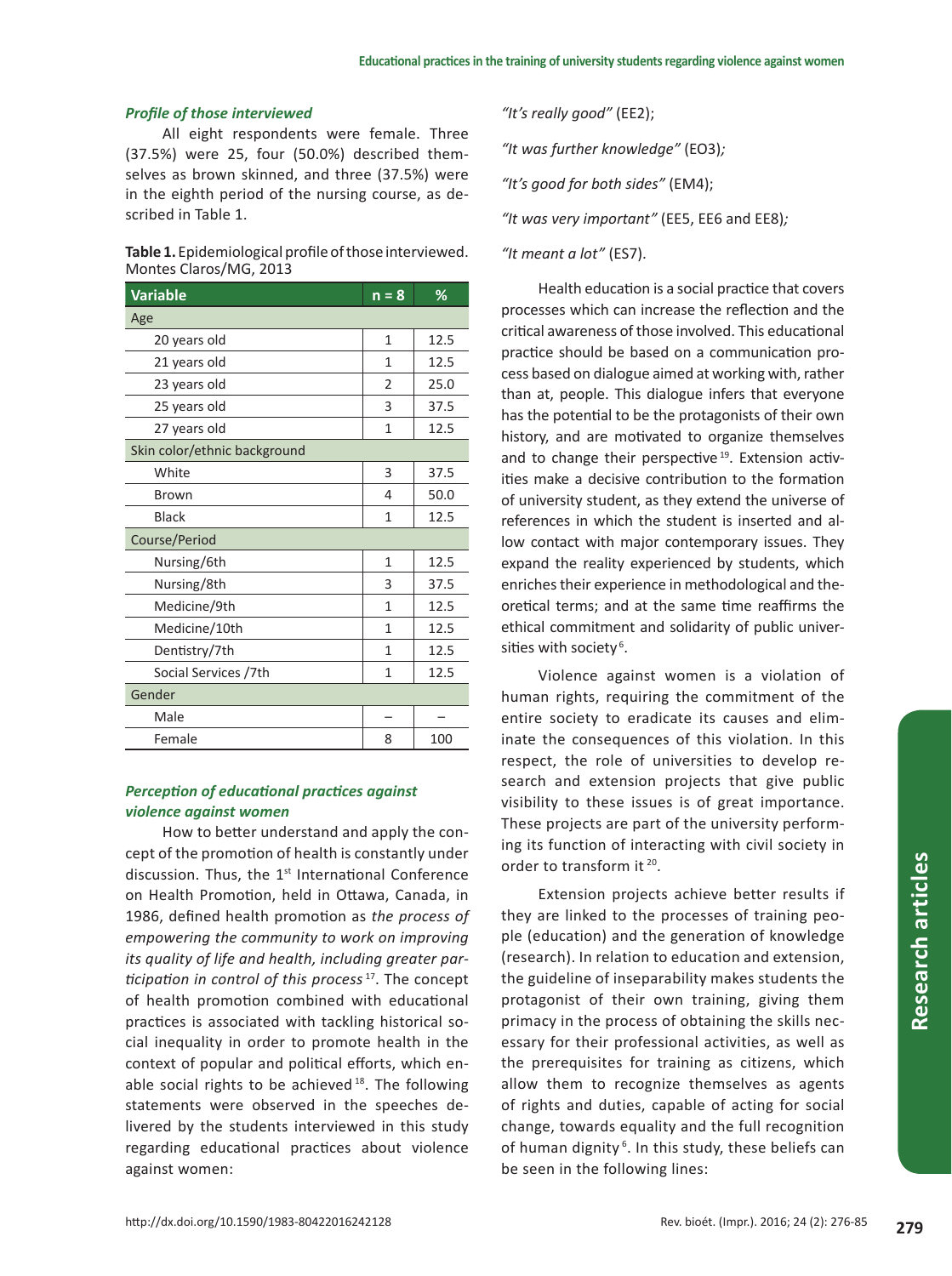### *Profile of those interviewed*

All eight respondents were female. Three (37.5%) were 25, four (50.0%) described themselves as brown skinned, and three (37.5%) were in the eighth period of the nursing course, as described in Table 1.

**Table 1.** Epidemiological profile of those interviewed. Montes Claros/MG, 2013

| Variable | n = 8 | % |
|---|---|---|
| Age | | |
| 20 years old | 1 | 12.5 |
| 21 years old | 1 | 12.5 |
| 23 years old | 2 | 25.0 |
| 25 years old | 3 | 37.5 |
| 27 years old | 1 | 12.5 |
| Skin color/ethnic background | | |
| White | 3 | 37.5 |
| Brown | 4 | 50.0 |
| Black | 1 | 12.5 |
| Course/Period | | |
| Nursing/6th | 1 | 12.5 |
| Nursing/8th | 3 | 37.5 |
| Medicine/9th | 1 | 12.5 |
| Medicine/10th | 1 | 12.5 |
| Dentistry/7th | 1 | 12.5 |
| Social Services /7th | 1 | 12.5 |
| Gender | | |
| Male | – | – |
| Female | 8 | 100 |

### *Perception of educational practices against violence against women*

How to better understand and apply the concept of the promotion of health is constantly under discussion. Thus, the 1st International Conference on Health Promotion, held in Ottawa, Canada, in 1986, defined health promotion as *the process of empowering the community to work on improving its quality of life and health, including greater participation in control of this process* [17]. The concept of health promotion combined with educational practices is associated with tackling historical social inequality in order to promote health in the context of popular and political efforts, which enable social rights to be achieved [18]. The following statements were observed in the speeches delivered by the students interviewed in this study regarding educational practices about violence against women:

*"It's really good"* (EE2);

*"It was further knowledge"* (EO3)*;*

*"It's good for both sides"* (EM4);

*"It was very important"* (EE5, EE6 and EE8)*;*

*"It meant a lot"* (ES7).

Health education is a social practice that covers processes which can increase the reflection and the critical awareness of those involved. This educational practice should be based on a communication process based on dialogue aimed at working with, rather than at, people. This dialogue infers that everyone has the potential to be the protagonists of their own history, and are motivated to organize themselves and to change their perspective [19]. Extension activities make a decisive contribution to the formation of university student, as they extend the universe of references in which the student is inserted and allow contact with major contemporary issues. They expand the reality experienced by students, which enriches their experience in methodological and theoretical terms; and at the same time reaffirms the ethical commitment and solidarity of public universities with society [6].

Violence against women is a violation of human rights, requiring the commitment of the entire society to eradicate its causes and eliminate the consequences of this violation. In this respect, the role of universities to develop research and extension projects that give public visibility to these issues is of great importance. These projects are part of the university performing its function of interacting with civil society in order to transform it [20].

Extension projects achieve better results if they are linked to the processes of training people (education) and the generation of knowledge (research). In relation to education and extension, the guideline of inseparability makes students the protagonist of their own training, giving them primacy in the process of obtaining the skills necessary for their professional activities, as well as the prerequisites for training as citizens, which allow them to recognize themselves as agents of rights and duties, capable of acting for social change, towards equality and the full recognition of human dignity [6]. In this study, these beliefs can be seen in the following lines: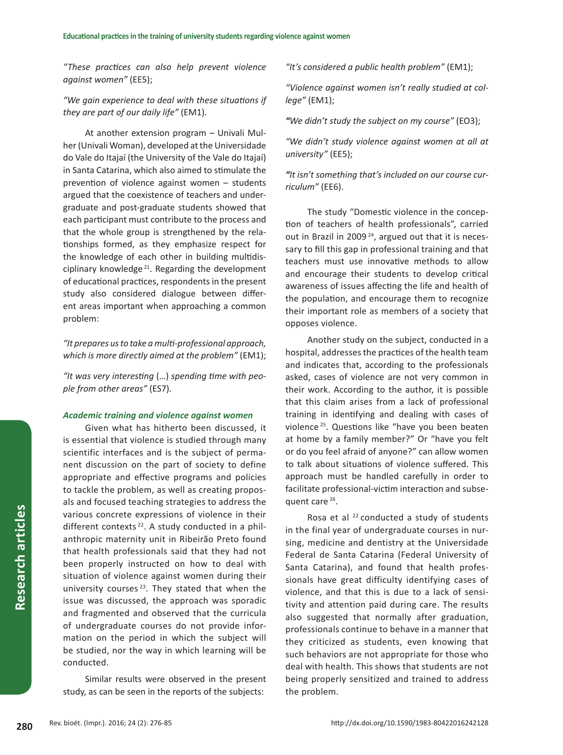*"These practices can also help prevent violence against women"* (EE5);

*"We gain experience to deal with these situations if they are part of our daily life"* (EM1).

At another extension program – Univali Mulher (Univali Woman), developed at the Universidade do Vale do Itajaí (the University of the Vale do Itajaí) in Santa Catarina, which also aimed to stimulate the prevention of violence against women – students argued that the coexistence of teachers and undergraduate and post-graduate students showed that each participant must contribute to the process and that the whole group is strengthened by the relationships formed, as they emphasize respect for the knowledge of each other in building multidisciplinary knowledge [21]. Regarding the development of educational practices, respondents in the present study also considered dialogue between different areas important when approaching a common problem:

*"It prepares us to take a multi-professional approach, which is more directly aimed at the problem"* (EM1);

*"It was very interesting* (…) *spending time with people from other areas"* (ES7).

### *Academic training and violence against women*

Given what has hitherto been discussed, it is essential that violence is studied through many scientific interfaces and is the subject of permanent discussion on the part of society to define appropriate and effective programs and policies to tackle the problem, as well as creating proposals and focused teaching strategies to address the various concrete expressions of violence in their different contexts [22]. A study conducted in a philanthropic maternity unit in Ribeirão Preto found that health professionals said that they had not been properly instructed on how to deal with situation of violence against women during their university courses [23]. They stated that when the issue was discussed, the approach was sporadic and fragmented and observed that the curricula of undergraduate courses do not provide information on the period in which the subject will be studied, nor the way in which learning will be conducted.

Similar results were observed in the present study, as can be seen in the reports of the subjects:

*"It's considered a public health problem"* (EM1);

*"Violence against women isn't really studied at college"* (EM1);

*"We didn't study the subject on my course"* (EO3);

*"We didn't study violence against women at all at university"* (EE5);

*"It isn't something that's included on our course curriculum"* (EE6).

The study "Domestic violence in the conception of teachers of health professionals", carried out in Brazil in 2009 [24], argued out that it is necessary to fill this gap in professional training and that teachers must use innovative methods to allow and encourage their students to develop critical awareness of issues affecting the life and health of the population, and encourage them to recognize their important role as members of a society that opposes violence.

Another study on the subject, conducted in a hospital, addresses the practices of the health team and indicates that, according to the professionals asked, cases of violence are not very common in their work. According to the author, it is possible that this claim arises from a lack of professional training in identifying and dealing with cases of violence [25]. Questions like "have you been beaten at home by a family member?" Or "have you felt or do you feel afraid of anyone?" can allow women to talk about situations of violence suffered. This approach must be handled carefully in order to facilitate professional-victim interaction and subsequent care [26].

Rosa et al [22] conducted a study of students in the final year of undergraduate courses in nursing, medicine and dentistry at the Universidade Federal de Santa Catarina (Federal University of Santa Catarina), and found that health professionals have great difficulty identifying cases of violence, and that this is due to a lack of sensitivity and attention paid during care. The results also suggested that normally after graduation, professionals continue to behave in a manner that they criticized as students, even knowing that such behaviors are not appropriate for those who deal with health. This shows that students are not being properly sensitized and trained to address the problem.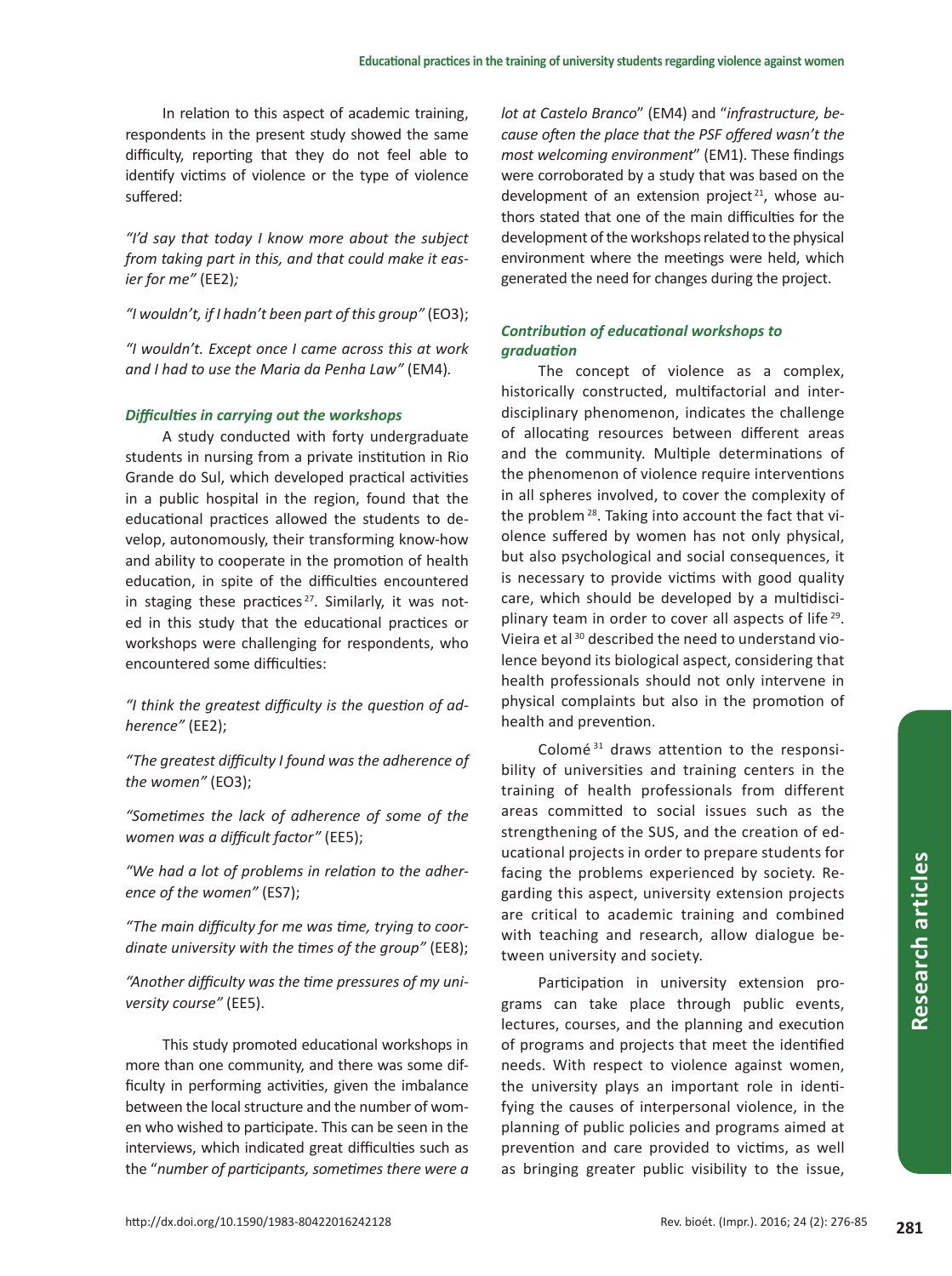In relation to this aspect of academic training, respondents in the present study showed the same difficulty, reporting that they do not feel able to identify victims of violence or the type of violence suffered:

*"I'd say that today I know more about the subject from taking part in this, and that could make it easier for me"* (EE2)*;*

*"I wouldn't, if I hadn't been part of this group"* (EO3);

*"I wouldn't. Except once I came across this at work and I had to use the Maria da Penha Law"* (EM4)*.*

### *Difficulties in carrying out the workshops*

A study conducted with forty undergraduate students in nursing from a private institution in Rio Grande do Sul, which developed practical activities in a public hospital in the region, found that the educational practices allowed the students to develop, autonomously, their transforming know-how and ability to cooperate in the promotion of health education, in spite of the difficulties encountered in staging these practices [27]. Similarly, it was noted in this study that the educational practices or workshops were challenging for respondents, who encountered some difficulties:

*"I think the greatest difficulty is the question of adherence"* (EE2);

*"The greatest difficulty I found was the adherence of the women"* (EO3);

*"Sometimes the lack of adherence of some of the women was a difficult factor"* (EE5);

*"We had a lot of problems in relation to the adherence of the women"* (ES7);

*"The main difficulty for me was time, trying to coordinate university with the times of the group"* (EE8);

*"Another difficulty was the time pressures of my university course"* (EE5).

This study promoted educational workshops in more than one community, and there was some difficulty in performing activities, given the imbalance between the local structure and the number of women who wished to participate. This can be seen in the interviews, which indicated great difficulties such as the "*number of participants, sometimes there were a lot at Castelo Branco*" (EM4) and "*infrastructure, because often the place that the PSF offered wasn't the most welcoming environment*" (EM1). These findings were corroborated by a study that was based on the development of an extension project [21], whose authors stated that one of the main difficulties for the development of the workshops related to the physical environment where the meetings were held, which generated the need for changes during the project.

### *Contribution of educational workshops to graduation*

The concept of violence as a complex, historically constructed, multifactorial and interdisciplinary phenomenon, indicates the challenge of allocating resources between different areas and the community. Multiple determinations of the phenomenon of violence require interventions in all spheres involved, to cover the complexity of the problem [28]. Taking into account the fact that violence suffered by women has not only physical, but also psychological and social consequences, it is necessary to provide victims with good quality care, which should be developed by a multidisciplinary team in order to cover all aspects of life [29]. Vieira et al [30] described the need to understand violence beyond its biological aspect, considering that health professionals should not only intervene in physical complaints but also in the promotion of health and prevention.

Colomé [31] draws attention to the responsibility of universities and training centers in the training of health professionals from different areas committed to social issues such as the strengthening of the SUS, and the creation of educational projects in order to prepare students for facing the problems experienced by society. Regarding this aspect, university extension projects are critical to academic training and combined with teaching and research, allow dialogue between university and society.

Participation in university extension programs can take place through public events, lectures, courses, and the planning and execution of programs and projects that meet the identified needs. With respect to violence against women, the university plays an important role in identifying the causes of interpersonal violence, in the planning of public policies and programs aimed at prevention and care provided to victims, as well as bringing greater public visibility to the issue,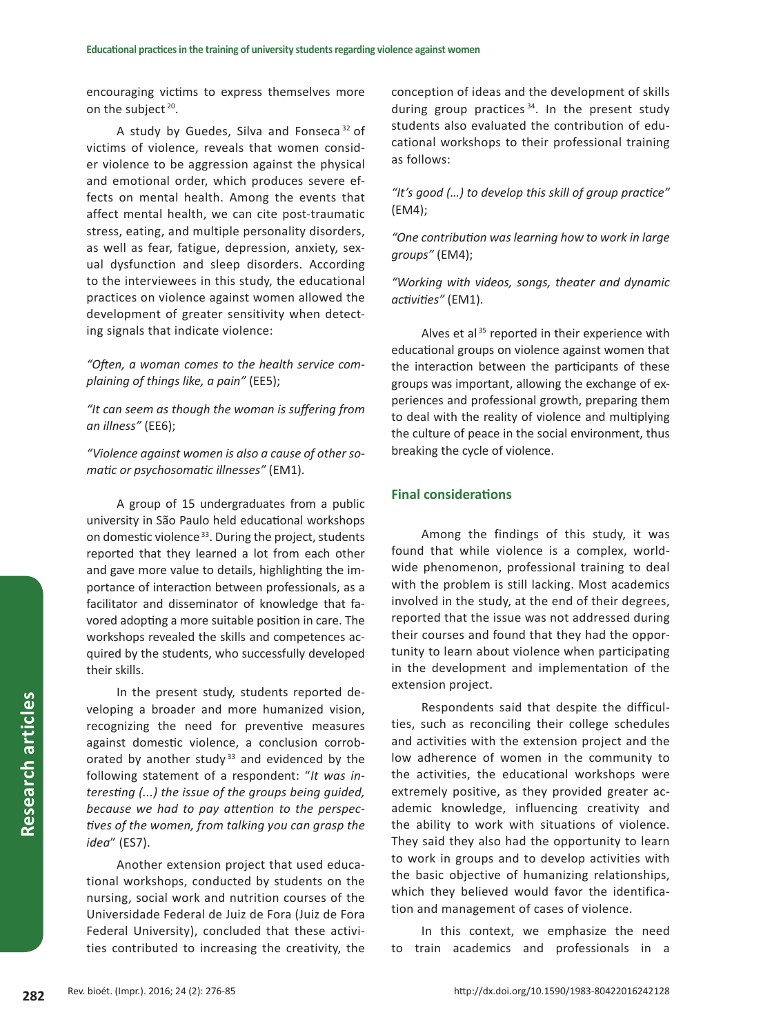encouraging victims to express themselves more on the subject [20].

A study by Guedes, Silva and Fonseca [32] of victims of violence, reveals that women consider violence to be aggression against the physical and emotional order, which produces severe effects on mental health. Among the events that affect mental health, we can cite post-traumatic stress, eating, and multiple personality disorders, as well as fear, fatigue, depression, anxiety, sexual dysfunction and sleep disorders. According to the interviewees in this study, the educational practices on violence against women allowed the development of greater sensitivity when detecting signals that indicate violence:

*"Often, a woman comes to the health service complaining of things like, a pain"* (EE5);

*"It can seem as though the woman is suffering from an illness"* (EE6);

*"Violence against women is also a cause of other somatic or psychosomatic illnesses"* (EM1).

A group of 15 undergraduates from a public university in São Paulo held educational workshops on domestic violence [33]. During the project, students reported that they learned a lot from each other and gave more value to details, highlighting the importance of interaction between professionals, as a facilitator and disseminator of knowledge that favored adopting a more suitable position in care. The workshops revealed the skills and competences acquired by the students, who successfully developed their skills.

In the present study, students reported developing a broader and more humanized vision, recognizing the need for preventive measures against domestic violence, a conclusion corroborated by another study [33] and evidenced by the following statement of a respondent: "*It was interesting (...) the issue of the groups being guided, because we had to pay attention to the perspectives of the women, from talking you can grasp the idea*" (ES7).

Another extension project that used educational workshops, conducted by students on the nursing, social work and nutrition courses of the Universidade Federal de Juiz de Fora (Juiz de Fora Federal University), concluded that these activities contributed to increasing the creativity, the conception of ideas and the development of skills during group practices [34]. In the present study students also evaluated the contribution of educational workshops to their professional training as follows:

*"It's good (…) to develop this skill of group practice"* (EM4);

*"One contribution was learning how to work in large groups"* (EM4);

*"Working with videos, songs, theater and dynamic activities"* (EM1).

Alves et al [35] reported in their experience with educational groups on violence against women that the interaction between the participants of these groups was important, allowing the exchange of experiences and professional growth, preparing them to deal with the reality of violence and multiplying the culture of peace in the social environment, thus breaking the cycle of violence.

## Final considerations

Among the findings of this study, it was found that while violence is a complex, worldwide phenomenon, professional training to deal with the problem is still lacking. Most academics involved in the study, at the end of their degrees, reported that the issue was not addressed during their courses and found that they had the opportunity to learn about violence when participating in the development and implementation of the extension project.

Respondents said that despite the difficulties, such as reconciling their college schedules and activities with the extension project and the low adherence of women in the community to the activities, the educational workshops were extremely positive, as they provided greater academic knowledge, influencing creativity and the ability to work with situations of violence. They said they also had the opportunity to learn to work in groups and to develop activities with the basic objective of humanizing relationships, which they believed would favor the identification and management of cases of violence.

In this context, we emphasize the need to train academics and professionals in a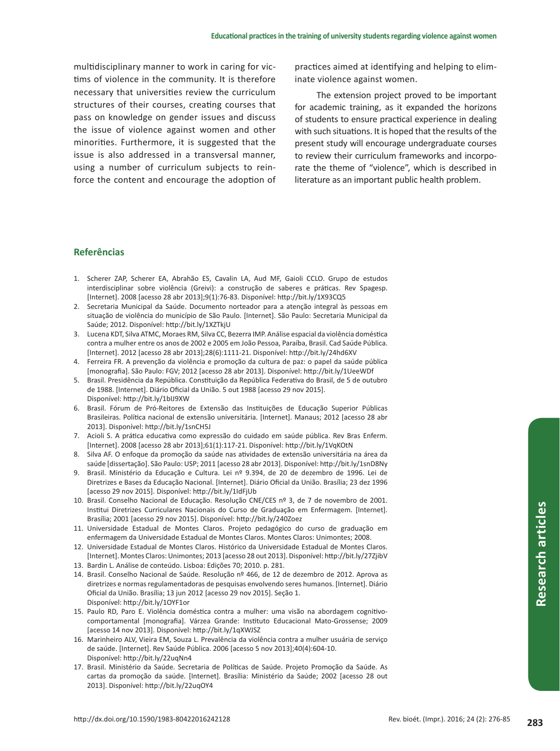multidisciplinary manner to work in caring for victims of violence in the community. It is therefore necessary that universities review the curriculum structures of their courses, creating courses that pass on knowledge on gender issues and discuss the issue of violence against women and other minorities. Furthermore, it is suggested that the issue is also addressed in a transversal manner, using a number of curriculum subjects to reinforce the content and encourage the adoption of practices aimed at identifying and helping to eliminate violence against women.

The extension project proved to be important for academic training, as it expanded the horizons of students to ensure practical experience in dealing with such situations. It is hoped that the results of the present study will encourage undergraduate courses to review their curriculum frameworks and incorporate the theme of "violence", which is described in literature as an important public health problem.

## Referências

1. Scherer ZAP, Scherer EA, Abrahão ES, Cavalin LA, Aud MF, Gaioli CCLO. Grupo de estudos interdisciplinar sobre violência (Greivi): a construção de saberes e práticas. Rev Spagesp. [Internet]. 2008 [acesso 28 abr 2013];9(1):76-83. Disponível: http://bit.ly/1X93CQ5
2. Secretaria Municipal da Saúde. Documento norteador para a atenção integral às pessoas em situação de violência do município de São Paulo. [Internet]. São Paulo: Secretaria Municipal da Saúde; 2012. Disponível: http://bit.ly/1XZTkjU
3. Lucena KDT, Silva ATMC, Moraes RM, Silva CC, Bezerra IMP. Análise espacial da violência doméstica contra a mulher entre os anos de 2002 e 2005 em João Pessoa, Paraíba, Brasil. Cad Saúde Pública. [Internet]. 2012 [acesso 28 abr 2013];28(6):1111-21. Disponível: http://bit.ly/24hd6XV
4. Ferreira FR. A prevenção da violência e promoção da cultura de paz: o papel da saúde pública [monografia]. São Paulo: FGV; 2012 [acesso 28 abr 2013]. Disponível: http://bit.ly/1UeeWDf
5. Brasil. Presidência da República. Constituição da República Federativa do Brasil, de 5 de outubro de 1988. [Internet]. Diário Oficial da União. 5 out 1988 [acesso 29 nov 2015]. Disponível: http://bit.ly/1bIJ9XW
6. Brasil. Fórum de Pró-Reitores de Extensão das Instituições de Educação Superior Públicas Brasileiras. Política nacional de extensão universitária. [Internet]. Manaus; 2012 [acesso 28 abr 2013]. Disponível: http://bit.ly/1snCH5J
7. Acioli S. A prática educativa como expressão do cuidado em saúde pública. Rev Bras Enferm. [Internet]. 2008 [acesso 28 abr 2013];61(1):117-21. Disponível: http://bit.ly/1VqKOtN
8. Silva AF. O enfoque da promoção da saúde nas atividades de extensão universitária na área da saúde [dissertação]. São Paulo: USP; 2011 [acesso 28 abr 2013]. Disponível: http://bit.ly/1snD8Ny
9. Brasil. Ministério da Educação e Cultura. Lei nº 9.394, de 20 de dezembro de 1996. Lei de Diretrizes e Bases da Educação Nacional. [Internet]. Diário Oficial da União. Brasília; 23 dez 1996 [acesso 29 nov 2015]. Disponível: http://bit.ly/1IdFjUb
10. Brasil. Conselho Nacional de Educação. Resolução CNE/CES nº 3, de 7 de novembro de 2001. Institui Diretrizes Curriculares Nacionais do Curso de Graduação em Enfermagem. [Internet]. Brasília; 2001 [acesso 29 nov 2015]. Disponível: http://bit.ly/240Zoez
11. Universidade Estadual de Montes Claros. Projeto pedagógico do curso de graduação em enfermagem da Universidade Estadual de Montes Claros. Montes Claros: Unimontes; 2008.
12. Universidade Estadual de Montes Claros. Histórico da Universidade Estadual de Montes Claros. [Internet]. Montes Claros: Unimontes; 2013 [acesso 28 out 2013]. Disponível: http://bit.ly/27ZjibV
13. Bardin L. Análise de conteúdo. Lisboa: Edições 70; 2010. p. 281.
14. Brasil. Conselho Nacional de Saúde. Resolução nº 466, de 12 de dezembro de 2012. Aprova as diretrizes e normas regulamentadoras de pesquisas envolvendo seres humanos. [Internet]. Diário Oficial da União. Brasília; 13 jun 2012 [acesso 29 nov 2015]. Seção 1. Disponível: http://bit.ly/1OYF1or
15. Paulo RD, Paro E. Violência doméstica contra a mulher: uma visão na abordagem cognitivo-comportamental [monografia]. Várzea Grande: Instituto Educacional Mato-Grossense; 2009 [acesso 14 nov 2013]. Disponível: http://bit.ly/1qXWJSZ
16. Marinheiro ALV, Vieira EM, Souza L. Prevalência da violência contra a mulher usuária de serviço de saúde. [Internet]. Rev Saúde Pública. 2006 [acesso 5 nov 2013];40(4):604-10. Disponível: http://bit.ly/22uqNn4
17. Brasil. Ministério da Saúde. Secretaria de Políticas de Saúde. Projeto Promoção da Saúde. As cartas da promoção da saúde. [Internet]. Brasília: Ministério da Saúde; 2002 [acesso 28 out 2013]. Disponível: http://bit.ly/22uqOY4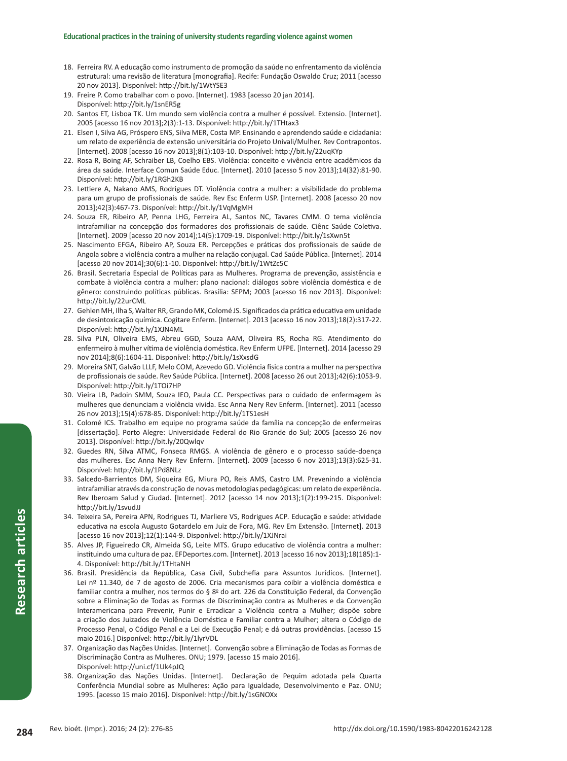18. Ferreira RV. A educação como instrumento de promoção da saúde no enfrentamento da violência estrutural: uma revisão de literatura [monografia]. Recife: Fundação Oswaldo Cruz; 2011 [acesso 20 nov 2013]. Disponível: http://bit.ly/1WtYSE3
19. Freire P. Como trabalhar com o povo. [Internet]. 1983 [acesso 20 jan 2014]. Disponível: http://bit.ly/1snER5g
20. Santos ET, Lisboa TK. Um mundo sem violência contra a mulher é possível. Extensio. [Internet]. 2005 [acesso 16 nov 2013];2(3):1-13. Disponível: http://bit.ly/1THtax3
21. Elsen I, Silva AG, Próspero ENS, Silva MER, Costa MP. Ensinando e aprendendo saúde e cidadania: um relato de experiência de extensão universitária do Projeto Univali/Mulher. Rev Contrapontos. [Internet]. 2008 [acesso 16 nov 2013];8(1):103-10. Disponível: http://bit.ly/22uqKYp
22. Rosa R, Boing AF, Schraiber LB, Coelho EBS. Violência: conceito e vivência entre acadêmicos da área da saúde. Interface Comun Saúde Educ. [Internet]. 2010 [acesso 5 nov 2013];14(32):81-90. Disponível: http://bit.ly/1RGh2KB
23. Lettiere A, Nakano AMS, Rodrigues DT. Violência contra a mulher: a visibilidade do problema para um grupo de profissionais de saúde. Rev Esc Enferm USP. [Internet]. 2008 [acesso 20 nov 2013];42(3):467-73. Disponível: http://bit.ly/1VqMgMH
24. Souza ER, Ribeiro AP, Penna LHG, Ferreira AL, Santos NC, Tavares CMM. O tema violência intrafamiliar na concepção dos formadores dos profissionais de saúde. Ciênc Saúde Coletiva. [Internet]. 2009 [acesso 20 nov 2014];14(5):1709-19. Disponível: http://bit.ly/1sXwn5t
25. Nascimento EFGA, Ribeiro AP, Souza ER. Percepções e práticas dos profissionais de saúde de Angola sobre a violência contra a mulher na relação conjugal. Cad Saúde Pública. [Internet]. 2014 [acesso 20 nov 2014];30(6):1-10. Disponível: http://bit.ly/1WtZc5C
26. Brasil. Secretaria Especial de Políticas para as Mulheres. Programa de prevenção, assistência e combate à violência contra a mulher: plano nacional: diálogos sobre violência doméstica e de gênero: construindo políticas públicas. Brasília: SEPM; 2003 [acesso 16 nov 2013]. Disponível: http://bit.ly/22urCML
27. Gehlen MH, Ilha S, Walter RR, Grando MK, Colomé JS. Significados da prática educativa em unidade de desintoxicação química. Cogitare Enferm. [Internet]. 2013 [acesso 16 nov 2013];18(2):317-22. Disponível: http://bit.ly/1XJN4ML
28. Silva PLN, Oliveira EMS, Abreu GGD, Souza AAM, Oliveira RS, Rocha RG. Atendimento do enfermeiro à mulher vítima de violência doméstica. Rev Enferm UFPE. [Internet]. 2014 [acesso 29 nov 2014];8(6):1604-11. Disponível: http://bit.ly/1sXxsdG
29. Moreira SNT, Galvão LLLF, Melo COM, Azevedo GD. Violência física contra a mulher na perspectiva de profissionais de saúde. Rev Saúde Pública. [Internet]. 2008 [acesso 26 out 2013];42(6):1053-9. Disponível: http://bit.ly/1TOi7HP
30. Vieira LB, Padoin SMM, Souza IEO, Paula CC. Perspectivas para o cuidado de enfermagem às mulheres que denunciam a violência vivida. Esc Anna Nery Rev Enferm. [Internet]. 2011 [acesso 26 nov 2013];15(4):678-85. Disponível: http://bit.ly/1TS1esH
31. Colomé ICS. Trabalho em equipe no programa saúde da família na concepção de enfermeiras [dissertação]. Porto Alegre: Universidade Federal do Rio Grande do Sul; 2005 [acesso 26 nov 2013]. Disponível: http://bit.ly/20Qwlqv
32. Guedes RN, Silva ATMC, Fonseca RMGS. A violência de gênero e o processo saúde-doença das mulheres. Esc Anna Nery Rev Enferm. [Internet]. 2009 [acesso 6 nov 2013];13(3):625-31. Disponível: http://bit.ly/1Pd8NLz
33. Salcedo-Barrientos DM, Siqueira EG, Miura PO, Reis AMS, Castro LM. Prevenindo a violência intrafamiliar através da construção de novas metodologias pedagógicas: um relato de experiência. Rev Iberoam Salud y Ciudad. [Internet]. 2012 [acesso 14 nov 2013];1(2):199-215. Disponível: http://bit.ly/1svudJJ
34. Teixeira SA, Pereira APN, Rodrigues TJ, Marliere VS, Rodrigues ACP. Educação e saúde: atividade educativa na escola Augusto Gotardelo em Juiz de Fora, MG. Rev Em Extensão. [Internet]. 2013 [acesso 16 nov 2013];12(1):144-9. Disponível: http://bit.ly/1XJNrai
35. Alves JP, Figueiredo CR, Almeida SG, Leite MTS. Grupo educativo de violência contra a mulher: instituindo uma cultura de paz. EFDeportes.com. [Internet]. 2013 [acesso 16 nov 2013];18(185):1-4. Disponível: http://bit.ly/1THtaNH
36. Brasil. Presidência da República, Casa Civil, Subchefia para Assuntos Jurídicos. [Internet]. Lei nº 11.340, de 7 de agosto de 2006. Cria mecanismos para coibir a violência doméstica e familiar contra a mulher, nos termos do § 8º do art. 226 da Constituição Federal, da Convenção sobre a Eliminação de Todas as Formas de Discriminação contra as Mulheres e da Convenção Interamericana para Prevenir, Punir e Erradicar a Violência contra a Mulher; dispõe sobre a criação dos Juizados de Violência Doméstica e Familiar contra a Mulher; altera o Código de Processo Penal, o Código Penal e a Lei de Execução Penal; e dá outras providências. [acesso 15 maio 2016.] Disponível: http://bit.ly/1lyrVDL
37. Organização das Nações Unidas. [Internet]. Convenção sobre a Eliminação de Todas as Formas de Discriminação Contra as Mulheres. ONU; 1979. [acesso 15 maio 2016]. Disponível: http://uni.cf/1Uk4pJQ
38. Organização das Nações Unidas. [Internet]. Declaração de Pequim adotada pela Quarta Conferência Mundial sobre as Mulheres: Ação para Igualdade, Desenvolvimento e Paz. ONU; 1995. [acesso 15 maio 2016]. Disponível: http://bit.ly/1sGNOXx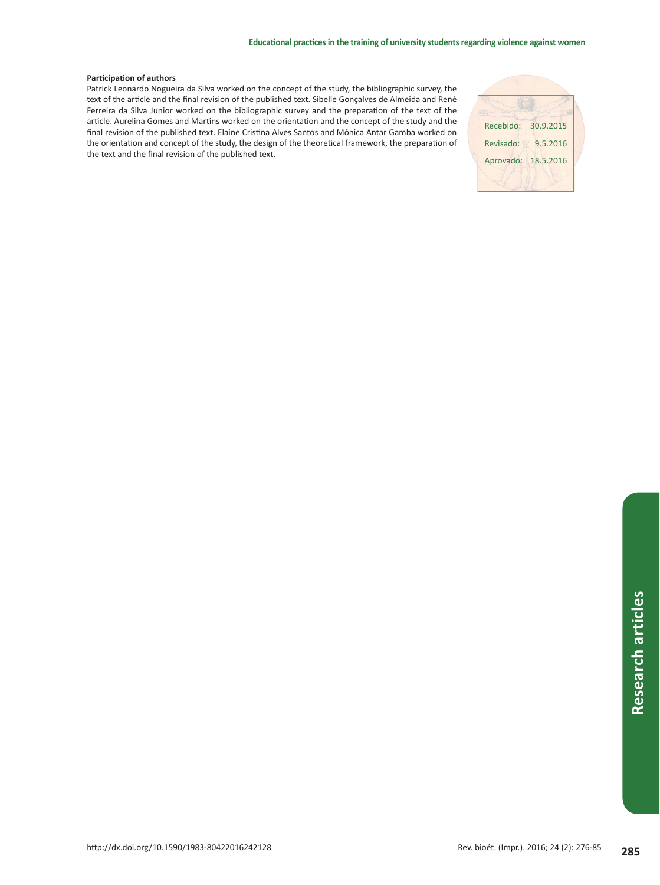**Participation of authors**

Patrick Leonardo Nogueira da Silva worked on the concept of the study, the bibliographic survey, the text of the article and the final revision of the published text. Sibelle Gonçalves de Almeida and Renê Ferreira da Silva Junior worked on the bibliographic survey and the preparation of the text of the article. Aurelina Gomes and Martins worked on the orientation and the concept of the study and the final revision of the published text. Elaine Cristina Alves Santos and Mônica Antar Gamba worked on the orientation and concept of the study, the design of the theoretical framework, the preparation of the text and the final revision of the published text.

Recebido: 30.9.2015
Revisado: 9.5.2016
Aprovado: 18.5.2016